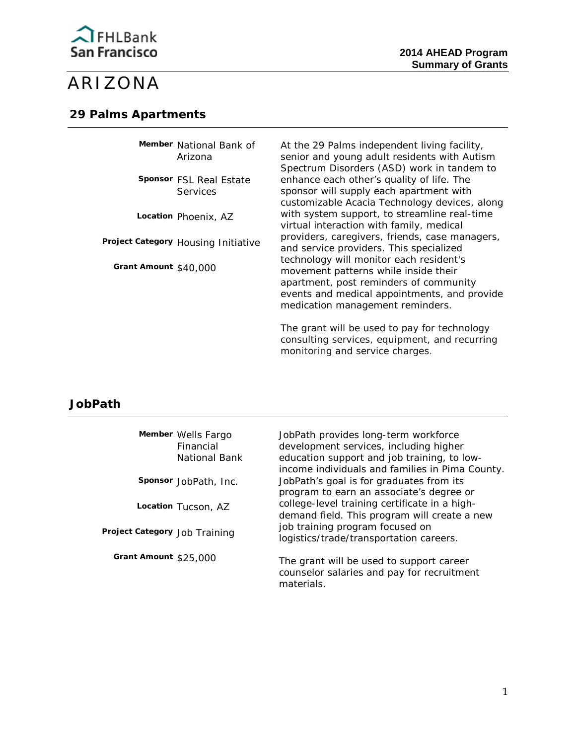# ARIZONA

## 29 Palms Apartments

**Member** National Bank of Arizona

**Sponsor** FSL Real Estate Services

**Location** Phoenix, AZ

**Project Category** Housing Initiative

**Grant Amount** $40,000

At the 29 Palms independent living facility, senior and young adult residents with Autism Spectrum Disorders (ASD) work in tandem to enhance each other's quality of life. The sponsor will supply each apartment with customizable Acacia Technology devices, along with system support, to streamline real-time virtual interaction with family, medical providers, caregivers, friends, case managers, and service providers. This specialized technology will monitor each resident's movement patterns while inside their apartment, post reminders of community events and medical appointments, and provide medication management reminders.

The grant will be used to pay for technology consulting services, equipment, and recurring monitoring and service charges.

## JobPath

**Member** Wells Fargo Financial National Bank

**Sponsor** JobPath, Inc.

**Location** Tucson, AZ

**Project Category** Job Training

**Grant Amount** $25,000

JobPath provides long-term workforce development services, including higher education support and job training, to low-income individuals and families in Pima County. JobPath's goal is for graduates from its program to earn an associate's degree or college-level training certificate in a high-demand field. This program will create a new job training program focused on logistics/trade/transportation careers.

The grant will be used to support career counselor salaries and pay for recruitment materials.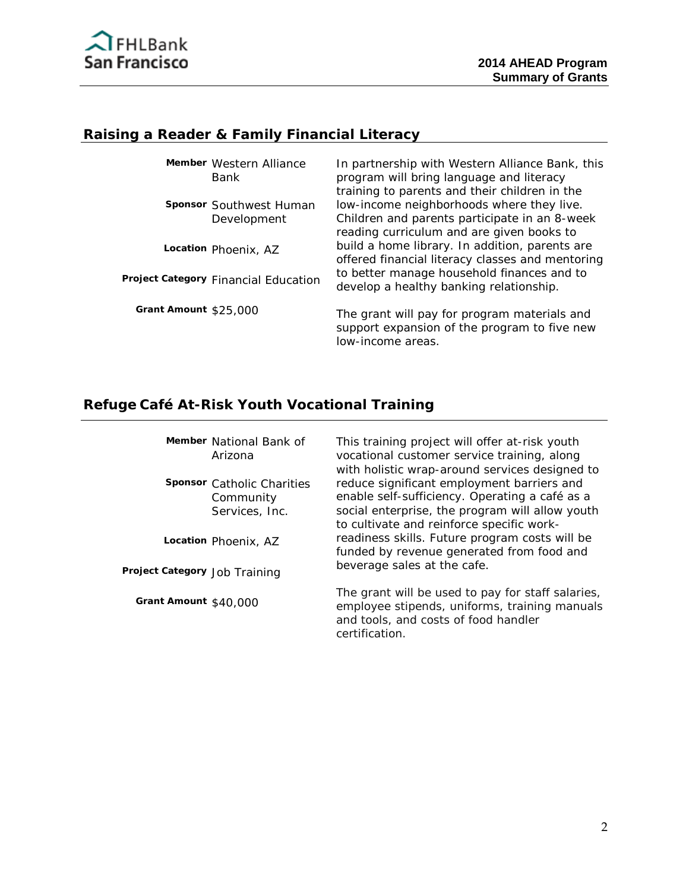## Raising a Reader & Family Financial Literacy

**Member** Western Alliance Bank

**Sponsor** Southwest Human Development

**Location** Phoenix, AZ

**Project Category** Financial Education

**Grant Amount** $25,000

In partnership with Western Alliance Bank, this program will bring language and literacy training to parents and their children in the low-income neighborhoods where they live. Children and parents participate in an 8-week reading curriculum and are given books to build a home library. In addition, parents are offered financial literacy classes and mentoring to better manage household finances and to develop a healthy banking relationship.

The grant will pay for program materials and support expansion of the program to five new low-income areas.

## Refuge Café At-Risk Youth Vocational Training

**Member** National Bank of Arizona

**Sponsor** Catholic Charities Community Services, Inc.

**Location** Phoenix, AZ

**Project Category** Job Training

**Grant Amount** $40,000

This training project will offer at-risk youth vocational customer service training, along with holistic wrap-around services designed to reduce significant employment barriers and enable self-sufficiency. Operating a café as a social enterprise, the program will allow youth to cultivate and reinforce specific work-readiness skills. Future program costs will be funded by revenue generated from food and beverage sales at the cafe.

The grant will be used to pay for staff salaries, employee stipends, uniforms, training manuals and tools, and costs of food handler certification.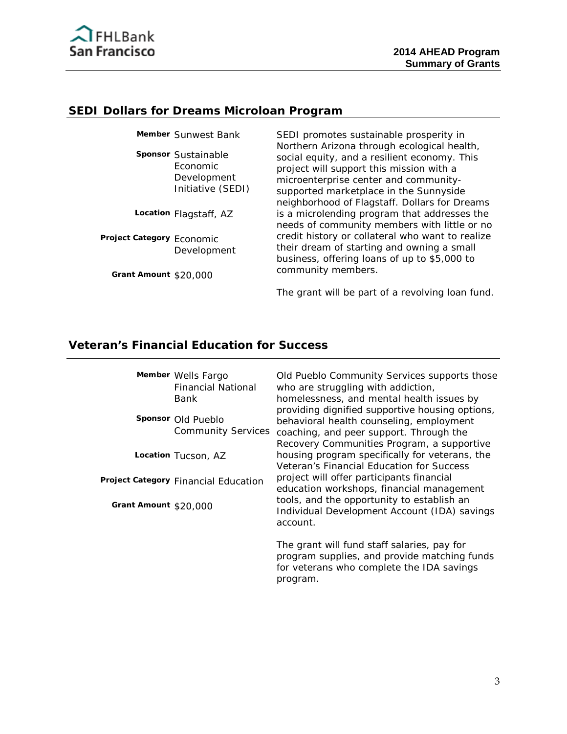## SEDI Dollars for Dreams Microloan Program

**Member** Sunwest Bank

**Sponsor** Sustainable Economic Development Initiative (SEDI)

**Location** Flagstaff, AZ

**Project Category** Economic Development

**Grant Amount** $20,000

SEDI promotes sustainable prosperity in Northern Arizona through ecological health, social equity, and a resilient economy. This project will support this mission with a microenterprise center and community-supported marketplace in the Sunnyside neighborhood of Flagstaff. Dollars for Dreams is a microlending program that addresses the needs of community members with little or no credit history or collateral who want to realize their dream of starting and owning a small business, offering loans of up to $5,000 to community members.

The grant will be part of a revolving loan fund.

## Veteran's Financial Education for Success

**Member** Wells Fargo Financial National Bank

**Sponsor** Old Pueblo Community Services

**Location** Tucson, AZ

**Project Category** Financial Education

**Grant Amount** $20,000

Old Pueblo Community Services supports those who are struggling with addiction, homelessness, and mental health issues by providing dignified supportive housing options, behavioral health counseling, employment coaching, and peer support. Through the Recovery Communities Program, a supportive housing program specifically for veterans, the Veteran's Financial Education for Success project will offer participants financial education workshops, financial management tools, and the opportunity to establish an Individual Development Account (IDA) savings account.

The grant will fund staff salaries, pay for program supplies, and provide matching funds for veterans who complete the IDA savings program.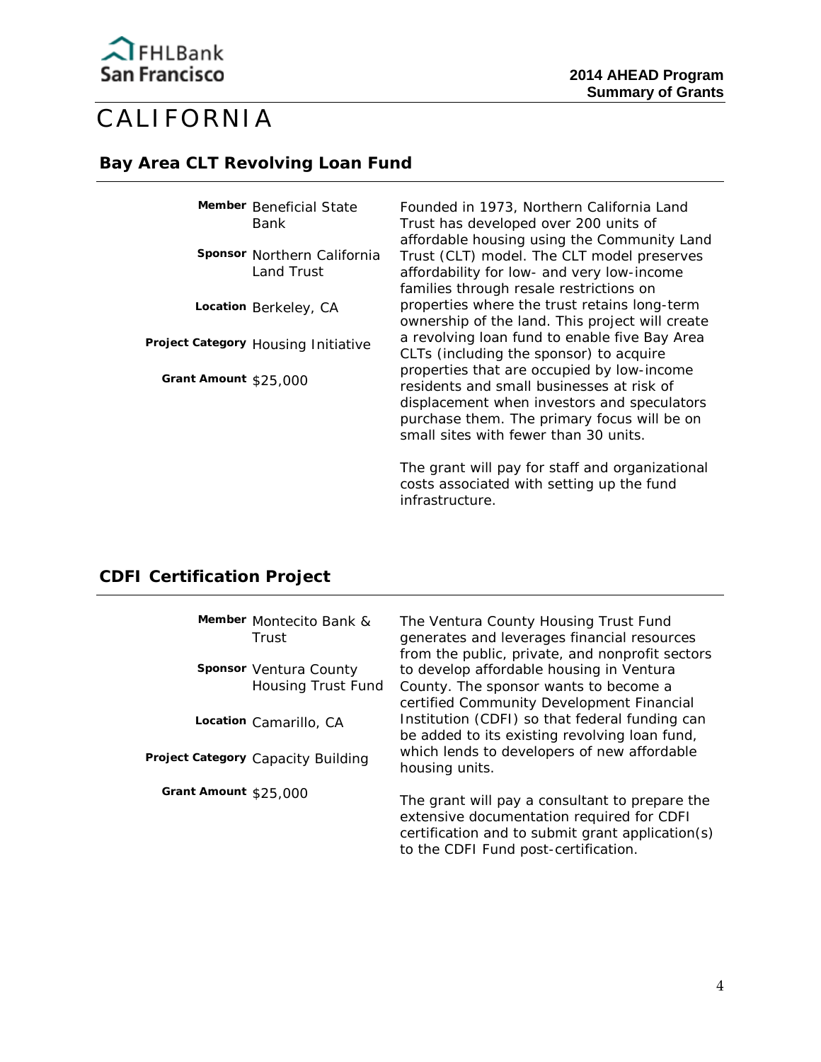# CALIFORNIA

## Bay Area CLT Revolving Loan Fund

**Member** Beneficial State Bank

**Sponsor** Northern California Land Trust

**Location** Berkeley, CA

**Project Category** Housing Initiative

**Grant Amount** $25,000

Founded in 1973, Northern California Land Trust has developed over 200 units of affordable housing using the Community Land Trust (CLT) model. The CLT model preserves affordability for low- and very low-income families through resale restrictions on properties where the trust retains long-term ownership of the land. This project will create a revolving loan fund to enable five Bay Area CLTs (including the sponsor) to acquire properties that are occupied by low-income residents and small businesses at risk of displacement when investors and speculators purchase them. The primary focus will be on small sites with fewer than 30 units.

The grant will pay for staff and organizational costs associated with setting up the fund infrastructure.

## CDFI Certification Project

**Member** Montecito Bank & Trust

**Sponsor** Ventura County Housing Trust Fund

**Location** Camarillo, CA

**Project Category** Capacity Building

**Grant Amount** $25,000

The Ventura County Housing Trust Fund generates and leverages financial resources from the public, private, and nonprofit sectors to develop affordable housing in Ventura County. The sponsor wants to become a certified Community Development Financial Institution (CDFI) so that federal funding can be added to its existing revolving loan fund, which lends to developers of new affordable housing units.

The grant will pay a consultant to prepare the extensive documentation required for CDFI certification and to submit grant application(s) to the CDFI Fund post-certification.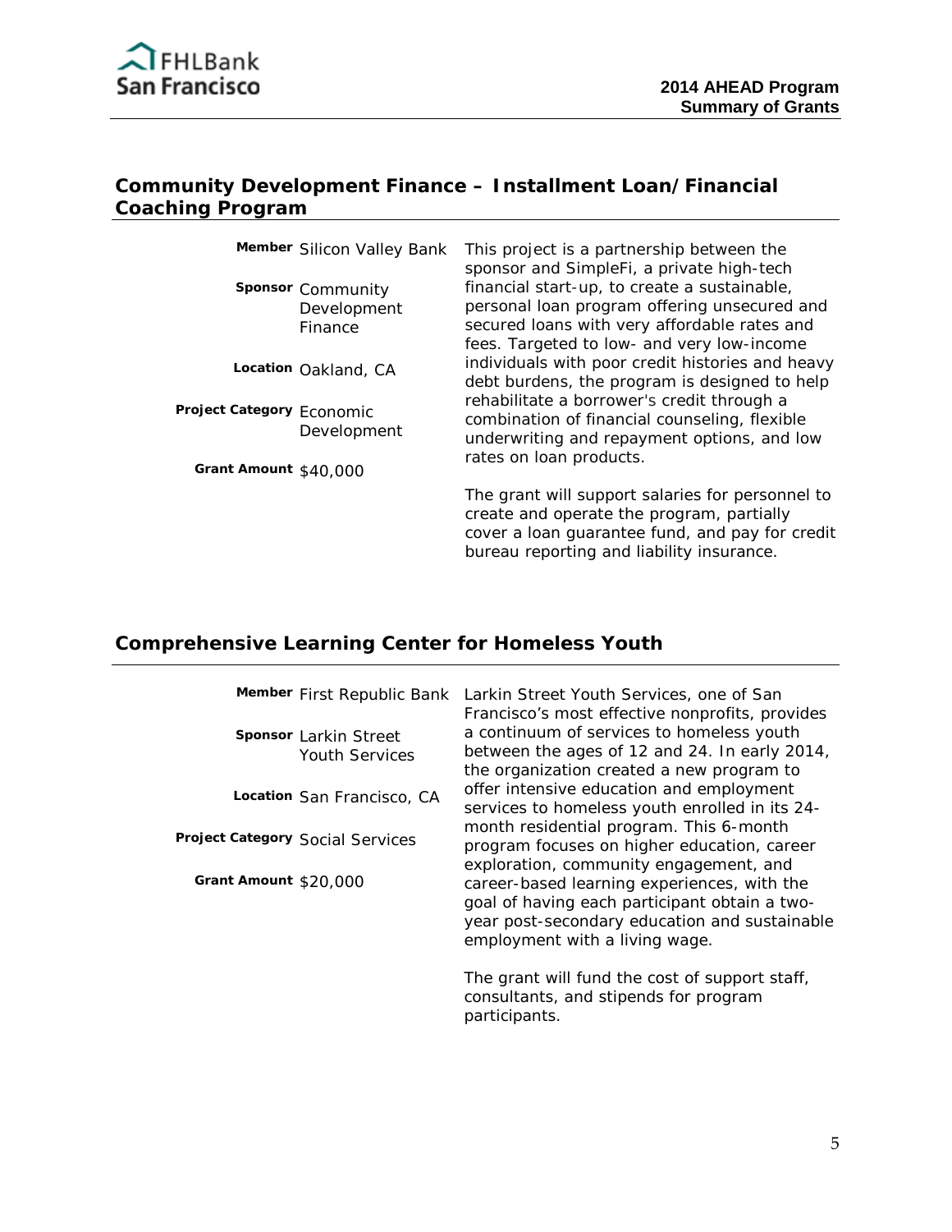## Community Development Finance – Installment Loan/Financial Coaching Program

**Member** Silicon Valley Bank

**Sponsor** Community Development Finance

**Location** Oakland, CA

**Project Category** Economic Development

**Grant Amount** $40,000

This project is a partnership between the sponsor and SimpleFi, a private high-tech financial start-up, to create a sustainable, personal loan program offering unsecured and secured loans with very affordable rates and fees. Targeted to low- and very low-income individuals with poor credit histories and heavy debt burdens, the program is designed to help rehabilitate a borrower's credit through a combination of financial counseling, flexible underwriting and repayment options, and low rates on loan products.

The grant will support salaries for personnel to create and operate the program, partially cover a loan guarantee fund, and pay for credit bureau reporting and liability insurance.

## Comprehensive Learning Center for Homeless Youth

**Member** First Republic Bank

**Sponsor** Larkin Street Youth Services

**Location** San Francisco, CA

**Project Category** Social Services

**Grant Amount** $20,000

Larkin Street Youth Services, one of San Francisco's most effective nonprofits, provides a continuum of services to homeless youth between the ages of 12 and 24. In early 2014, the organization created a new program to offer intensive education and employment services to homeless youth enrolled in its 24-month residential program. This 6-month program focuses on higher education, career exploration, community engagement, and career-based learning experiences, with the goal of having each participant obtain a two-year post-secondary education and sustainable employment with a living wage.

The grant will fund the cost of support staff, consultants, and stipends for program participants.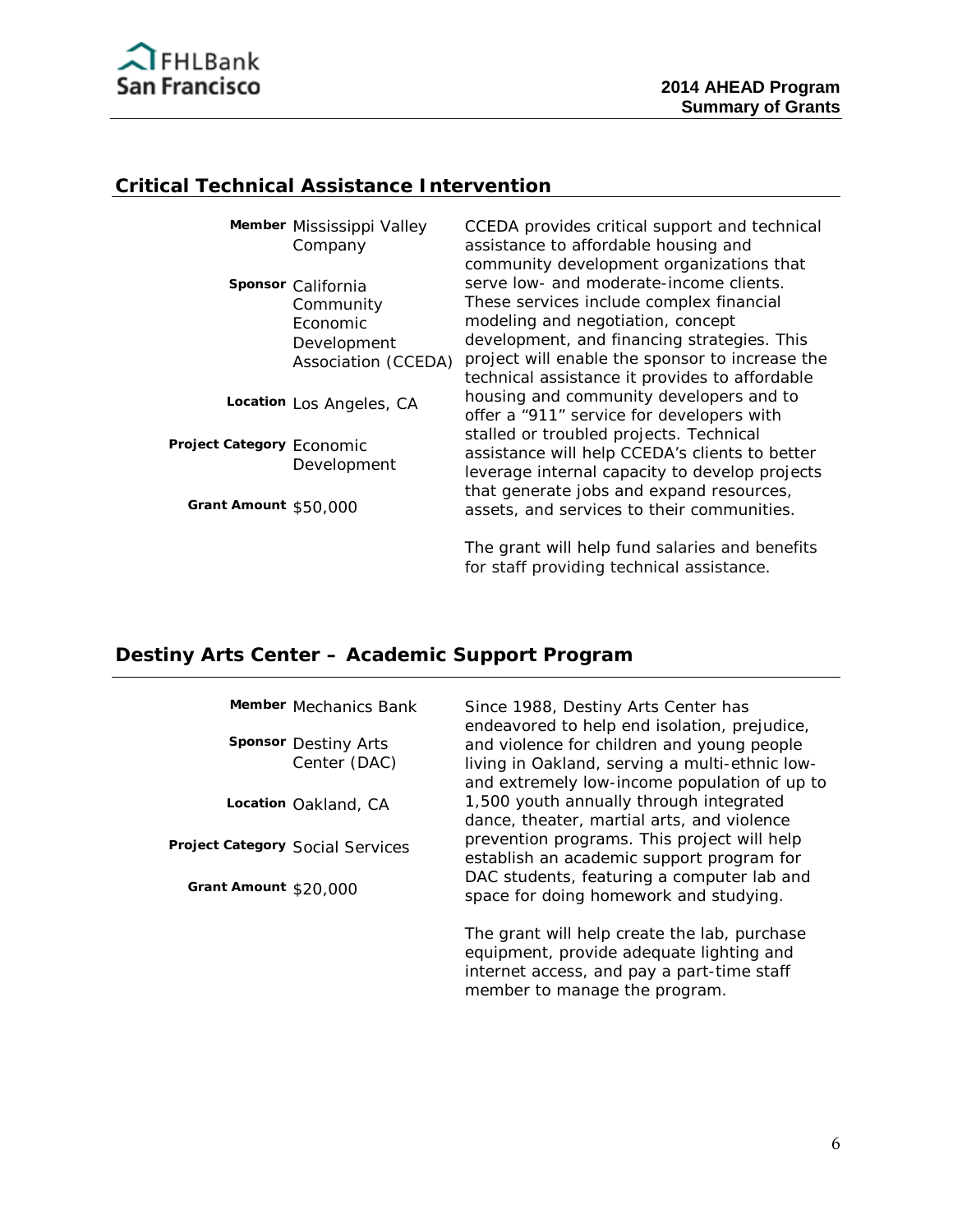## Critical Technical Assistance Intervention

**Member** Mississippi Valley Company

**Sponsor** California Community Economic Development Association (CCEDA)

**Location** Los Angeles, CA

**Project Category** Economic Development

**Grant Amount** $50,000

CCEDA provides critical support and technical assistance to affordable housing and community development organizations that serve low- and moderate-income clients. These services include complex financial modeling and negotiation, concept development, and financing strategies. This project will enable the sponsor to increase the technical assistance it provides to affordable housing and community developers and to offer a "911" service for developers with stalled or troubled projects. Technical assistance will help CCEDA's clients to better leverage internal capacity to develop projects that generate jobs and expand resources, assets, and services to their communities.

The grant will help fund salaries and benefits for staff providing technical assistance.

## Destiny Arts Center – Academic Support Program

**Member** Mechanics Bank

**Sponsor** Destiny Arts Center (DAC)

**Location** Oakland, CA

**Project Category** Social Services

**Grant Amount** $20,000

Since 1988, Destiny Arts Center has endeavored to help end isolation, prejudice, and violence for children and young people living in Oakland, serving a multi-ethnic low- and extremely low-income population of up to 1,500 youth annually through integrated dance, theater, martial arts, and violence prevention programs. This project will help establish an academic support program for DAC students, featuring a computer lab and space for doing homework and studying.

The grant will help create the lab, purchase equipment, provide adequate lighting and internet access, and pay a part-time staff member to manage the program.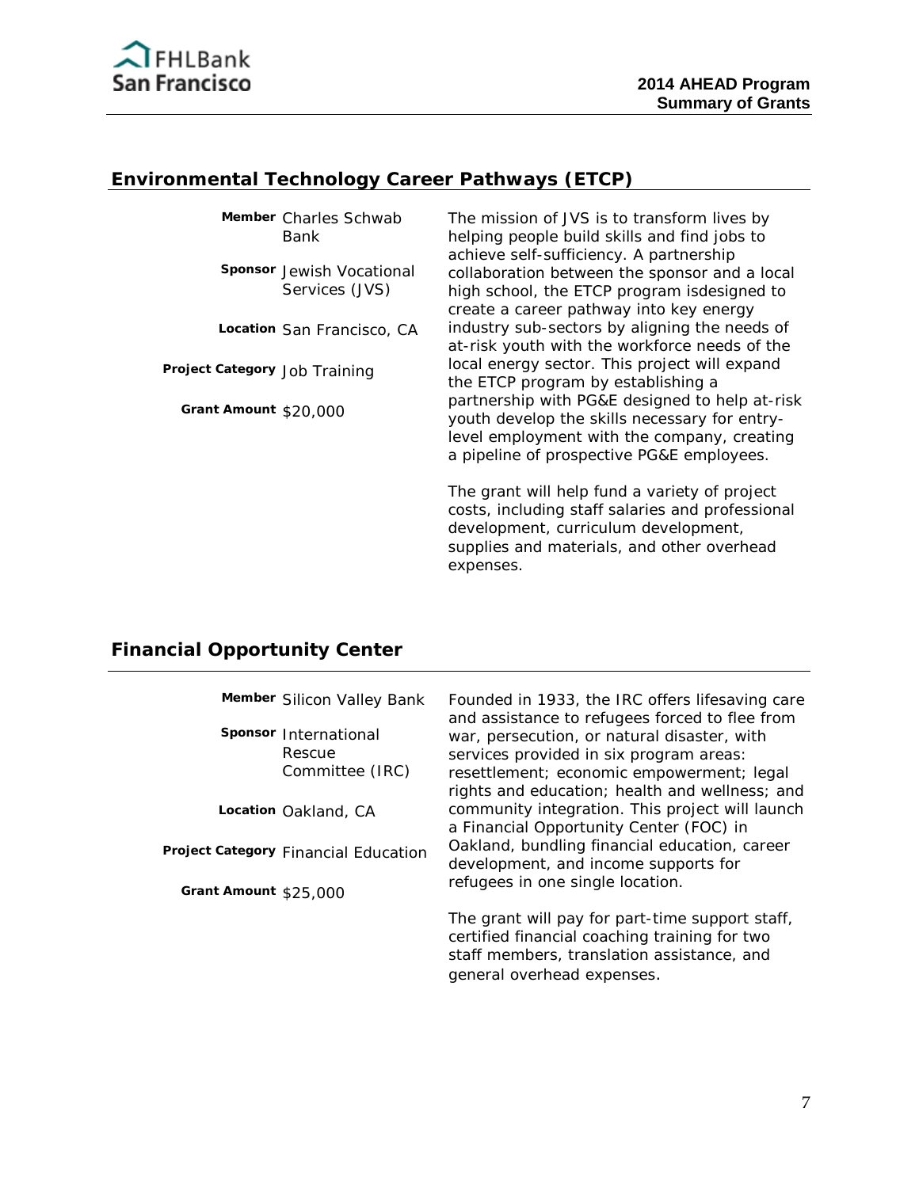## Environmental Technology Career Pathways (ETCP)

**Member** Charles Schwab Bank

**Sponsor** Jewish Vocational Services (JVS)

**Location** San Francisco, CA

**Project Category** Job Training

**Grant Amount** $20,000

The mission of JVS is to transform lives by helping people build skills and find jobs to achieve self-sufficiency. A partnership collaboration between the sponsor and a local high school, the ETCP program isdesigned to create a career pathway into key energy industry sub-sectors by aligning the needs of at-risk youth with the workforce needs of the local energy sector. This project will expand the ETCP program by establishing a partnership with PG&E designed to help at-risk youth develop the skills necessary for entry-level employment with the company, creating a pipeline of prospective PG&E employees.

The grant will help fund a variety of project costs, including staff salaries and professional development, curriculum development, supplies and materials, and other overhead expenses.

## Financial Opportunity Center

**Member** Silicon Valley Bank

**Sponsor** International Rescue Committee (IRC)

**Location** Oakland, CA

**Project Category** Financial Education

**Grant Amount** $25,000

Founded in 1933, the IRC offers lifesaving care and assistance to refugees forced to flee from war, persecution, or natural disaster, with services provided in six program areas: resettlement; economic empowerment; legal rights and education; health and wellness; and community integration. This project will launch a Financial Opportunity Center (FOC) in Oakland, bundling financial education, career development, and income supports for refugees in one single location.

The grant will pay for part-time support staff, certified financial coaching training for two staff members, translation assistance, and general overhead expenses.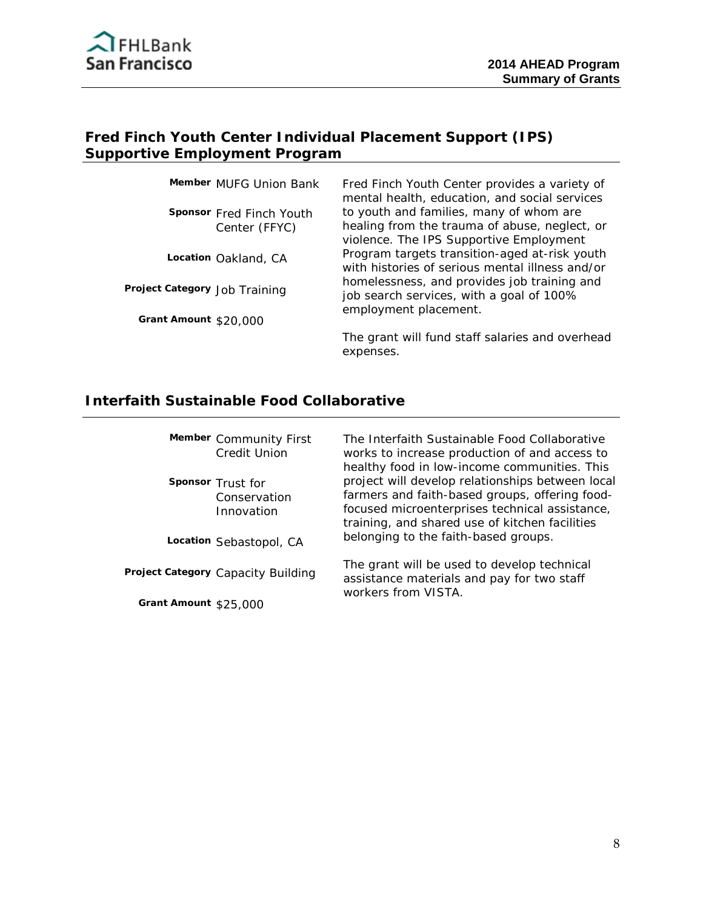## Fred Finch Youth Center Individual Placement Support (IPS) Supportive Employment Program

**Member** MUFG Union Bank

**Sponsor** Fred Finch Youth Center (FFYC)

**Location** Oakland, CA

**Project Category** Job Training

**Grant Amount** $20,000

Fred Finch Youth Center provides a variety of mental health, education, and social services to youth and families, many of whom are healing from the trauma of abuse, neglect, or violence. The IPS Supportive Employment Program targets transition-aged at-risk youth with histories of serious mental illness and/or homelessness, and provides job training and job search services, with a goal of 100% employment placement.

The grant will fund staff salaries and overhead expenses.

## Interfaith Sustainable Food Collaborative

**Member** Community First Credit Union

**Sponsor** Trust for Conservation Innovation

**Location** Sebastopol, CA

**Project Category** Capacity Building

**Grant Amount** $25,000

The Interfaith Sustainable Food Collaborative works to increase production of and access to healthy food in low-income communities. This project will develop relationships between local farmers and faith-based groups, offering food-focused microenterprises technical assistance, training, and shared use of kitchen facilities belonging to the faith-based groups.

The grant will be used to develop technical assistance materials and pay for two staff workers from VISTA.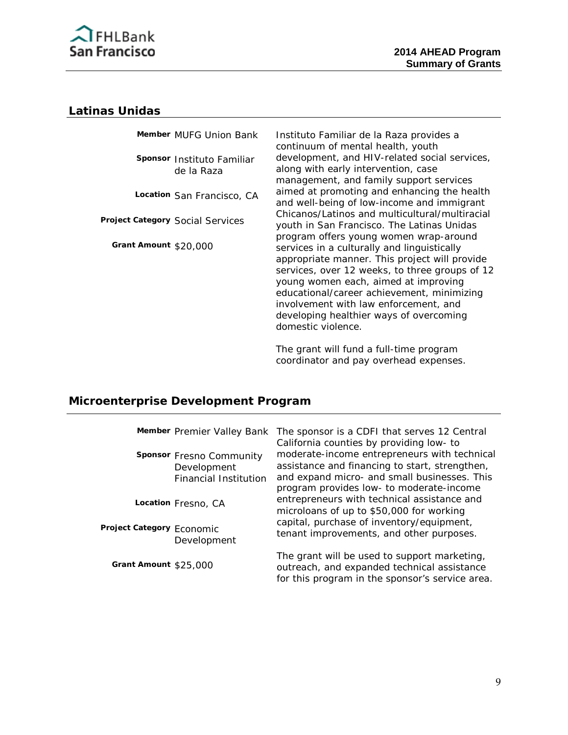## Latinas Unidas

**Member** MUFG Union Bank

**Sponsor** Instituto Familiar de la Raza

**Location** San Francisco, CA

**Project Category** Social Services

**Grant Amount** $20,000

Instituto Familiar de la Raza provides a continuum of mental health, youth development, and HIV-related social services, along with early intervention, case management, and family support services aimed at promoting and enhancing the health and well-being of low-income and immigrant Chicanos/Latinos and multicultural/multiracial youth in San Francisco. The Latinas Unidas program offers young women wrap-around services in a culturally and linguistically appropriate manner. This project will provide services, over 12 weeks, to three groups of 12 young women each, aimed at improving educational/career achievement, minimizing involvement with law enforcement, and developing healthier ways of overcoming domestic violence.

The grant will fund a full-time program coordinator and pay overhead expenses.

## Microenterprise Development Program

**Member** Premier Valley Bank

**Sponsor** Fresno Community Development Financial Institution

**Location** Fresno, CA

**Project Category** Economic Development

**Grant Amount** $25,000

The sponsor is a CDFI that serves 12 Central California counties by providing low- to moderate-income entrepreneurs with technical assistance and financing to start, strengthen, and expand micro- and small businesses. This program provides low- to moderate-income entrepreneurs with technical assistance and microloans of up to $50,000 for working capital, purchase of inventory/equipment, tenant improvements, and other purposes.

The grant will be used to support marketing, outreach, and expanded technical assistance for this program in the sponsor's service area.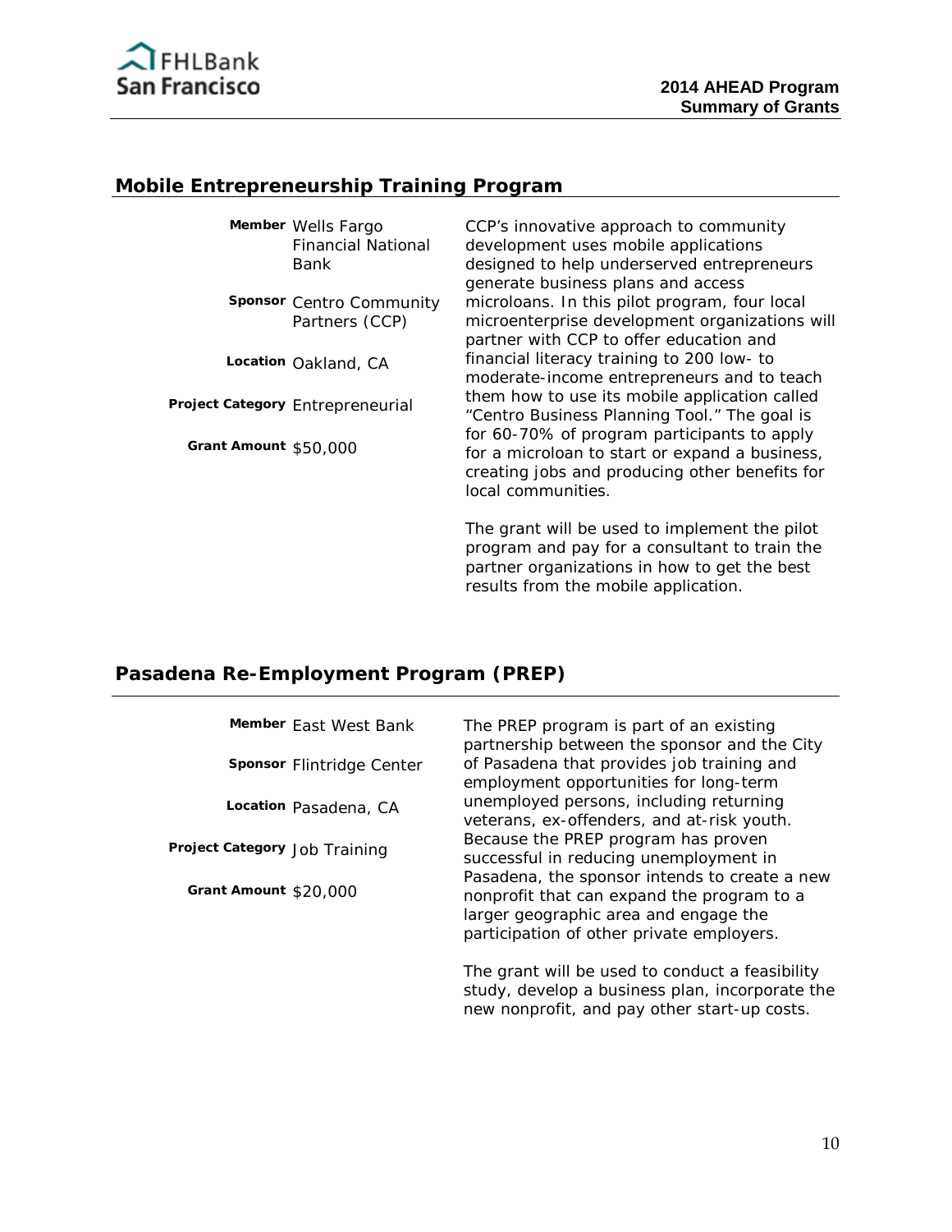## Mobile Entrepreneurship Training Program

**Member** Wells Fargo Financial National Bank

**Sponsor** Centro Community Partners (CCP)

**Location** Oakland, CA

**Project Category** Entrepreneurial

**Grant Amount** $50,000

CCP's innovative approach to community development uses mobile applications designed to help underserved entrepreneurs generate business plans and access microloans. In this pilot program, four local microenterprise development organizations will partner with CCP to offer education and financial literacy training to 200 low- to moderate-income entrepreneurs and to teach them how to use its mobile application called "Centro Business Planning Tool." The goal is for 60-70% of program participants to apply for a microloan to start or expand a business, creating jobs and producing other benefits for local communities.

The grant will be used to implement the pilot program and pay for a consultant to train the partner organizations in how to get the best results from the mobile application.

## Pasadena Re-Employment Program (PREP)

**Member** East West Bank

**Sponsor** Flintridge Center

**Location** Pasadena, CA

**Project Category** Job Training

**Grant Amount** $20,000

The PREP program is part of an existing partnership between the sponsor and the City of Pasadena that provides job training and employment opportunities for long-term unemployed persons, including returning veterans, ex-offenders, and at-risk youth. Because the PREP program has proven successful in reducing unemployment in Pasadena, the sponsor intends to create a new nonprofit that can expand the program to a larger geographic area and engage the participation of other private employers.

The grant will be used to conduct a feasibility study, develop a business plan, incorporate the new nonprofit, and pay other start-up costs.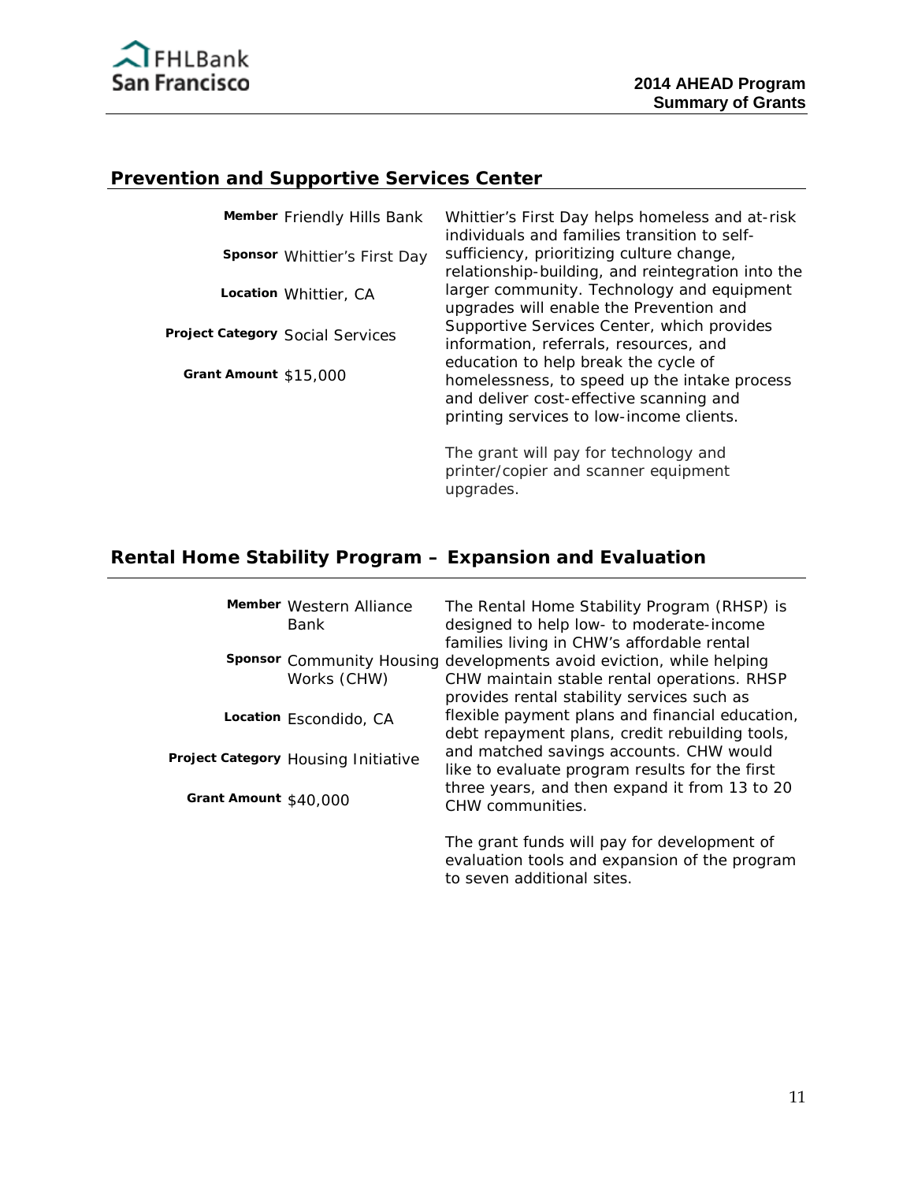## Prevention and Supportive Services Center

**Member** Friendly Hills Bank

**Sponsor** Whittier's First Day

**Location** Whittier, CA

**Project Category** Social Services

**Grant Amount** $15,000

Whittier's First Day helps homeless and at-risk individuals and families transition to self-sufficiency, prioritizing culture change, relationship-building, and reintegration into the larger community. Technology and equipment upgrades will enable the Prevention and Supportive Services Center, which provides information, referrals, resources, and education to help break the cycle of homelessness, to speed up the intake process and deliver cost-effective scanning and printing services to low-income clients.

The grant will pay for technology and printer/copier and scanner equipment upgrades.

## Rental Home Stability Program – Expansion and Evaluation

**Member** Western Alliance Bank

**Sponsor** Community Housing Works (CHW)

**Location** Escondido, CA

**Project Category** Housing Initiative

**Grant Amount** $40,000

The Rental Home Stability Program (RHSP) is designed to help low- to moderate-income families living in CHW's affordable rental developments avoid eviction, while helping CHW maintain stable rental operations. RHSP provides rental stability services such as flexible payment plans and financial education, debt repayment plans, credit rebuilding tools, and matched savings accounts. CHW would like to evaluate program results for the first three years, and then expand it from 13 to 20 CHW communities.

The grant funds will pay for development of evaluation tools and expansion of the program to seven additional sites.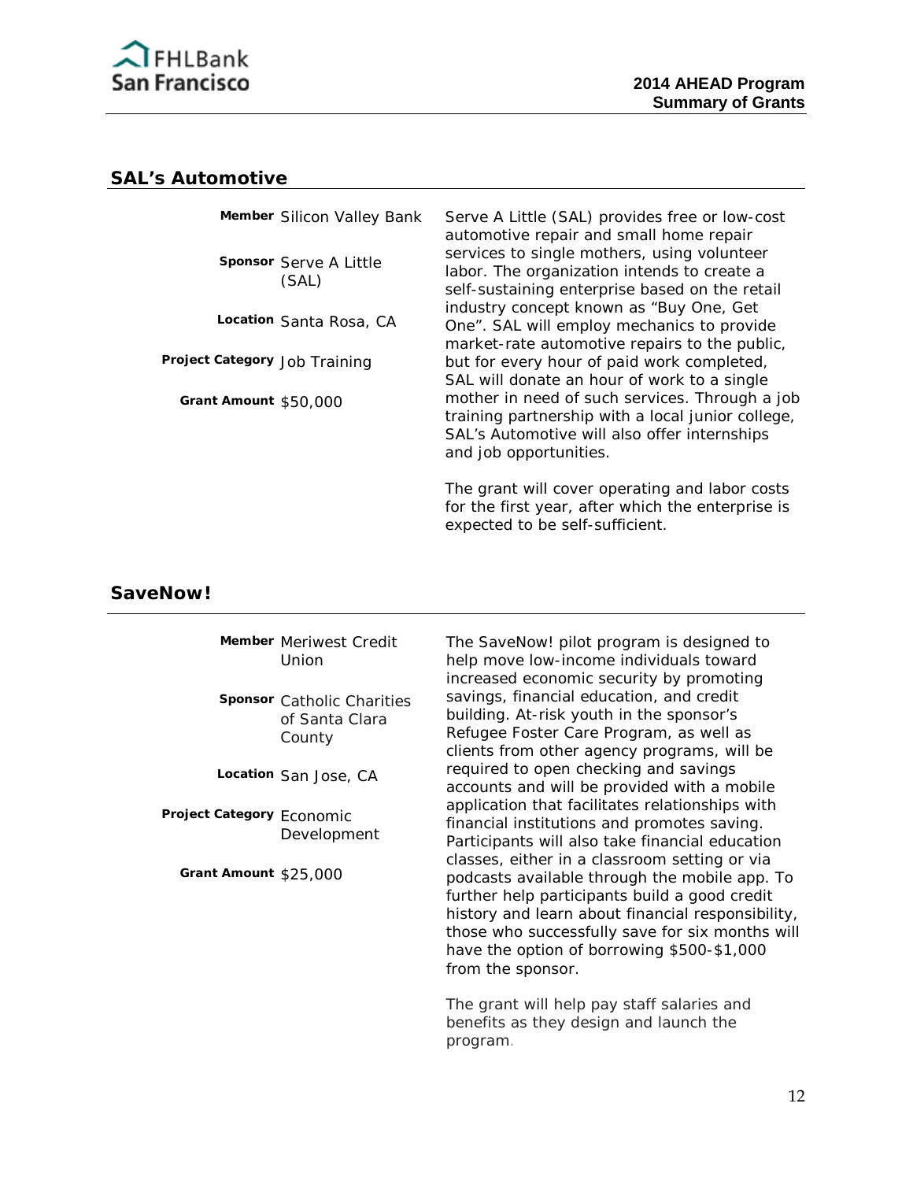## SAL's Automotive

**Member** Silicon Valley Bank

**Sponsor** Serve A Little (SAL)

**Location** Santa Rosa, CA

**Project Category** Job Training

**Grant Amount** $50,000

Serve A Little (SAL) provides free or low-cost automotive repair and small home repair services to single mothers, using volunteer labor. The organization intends to create a self-sustaining enterprise based on the retail industry concept known as "Buy One, Get One". SAL will employ mechanics to provide market-rate automotive repairs to the public, but for every hour of paid work completed, SAL will donate an hour of work to a single mother in need of such services. Through a job training partnership with a local junior college, SAL's Automotive will also offer internships and job opportunities.

The grant will cover operating and labor costs for the first year, after which the enterprise is expected to be self-sufficient.

## SaveNow!

**Member** Meriwest Credit Union

**Sponsor** Catholic Charities of Santa Clara County

**Location** San Jose, CA

**Project Category** Economic Development

**Grant Amount** $25,000

The SaveNow! pilot program is designed to help move low-income individuals toward increased economic security by promoting savings, financial education, and credit building. At-risk youth in the sponsor's Refugee Foster Care Program, as well as clients from other agency programs, will be required to open checking and savings accounts and will be provided with a mobile application that facilitates relationships with financial institutions and promotes saving. Participants will also take financial education classes, either in a classroom setting or via podcasts available through the mobile app. To further help participants build a good credit history and learn about financial responsibility, those who successfully save for six months will have the option of borrowing $500-$1,000 from the sponsor.

The grant will help pay staff salaries and benefits as they design and launch the program.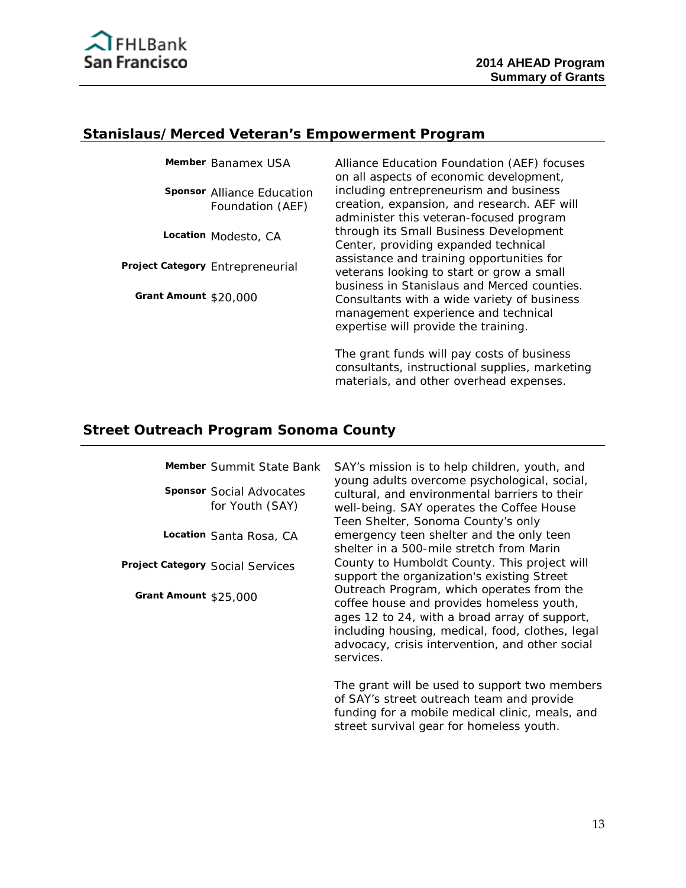## Stanislaus/Merced Veteran's Empowerment Program

**Member** Banamex USA

**Sponsor** Alliance Education Foundation (AEF)

**Location** Modesto, CA

**Project Category** Entrepreneurial

**Grant Amount** $20,000

Alliance Education Foundation (AEF) focuses on all aspects of economic development, including entrepreneurism and business creation, expansion, and research. AEF will administer this veteran-focused program through its Small Business Development Center, providing expanded technical assistance and training opportunities for veterans looking to start or grow a small business in Stanislaus and Merced counties. Consultants with a wide variety of business management experience and technical expertise will provide the training.

The grant funds will pay costs of business consultants, instructional supplies, marketing materials, and other overhead expenses.

## Street Outreach Program Sonoma County

**Member** Summit State Bank

**Sponsor** Social Advocates for Youth (SAY)

**Location** Santa Rosa, CA

**Project Category** Social Services

**Grant Amount** $25,000

SAY's mission is to help children, youth, and young adults overcome psychological, social, cultural, and environmental barriers to their well-being. SAY operates the Coffee House Teen Shelter, Sonoma County's only emergency teen shelter and the only teen shelter in a 500-mile stretch from Marin County to Humboldt County. This project will support the organization's existing Street Outreach Program, which operates from the coffee house and provides homeless youth, ages 12 to 24, with a broad array of support, including housing, medical, food, clothes, legal advocacy, crisis intervention, and other social services.

The grant will be used to support two members of SAY's street outreach team and provide funding for a mobile medical clinic, meals, and street survival gear for homeless youth.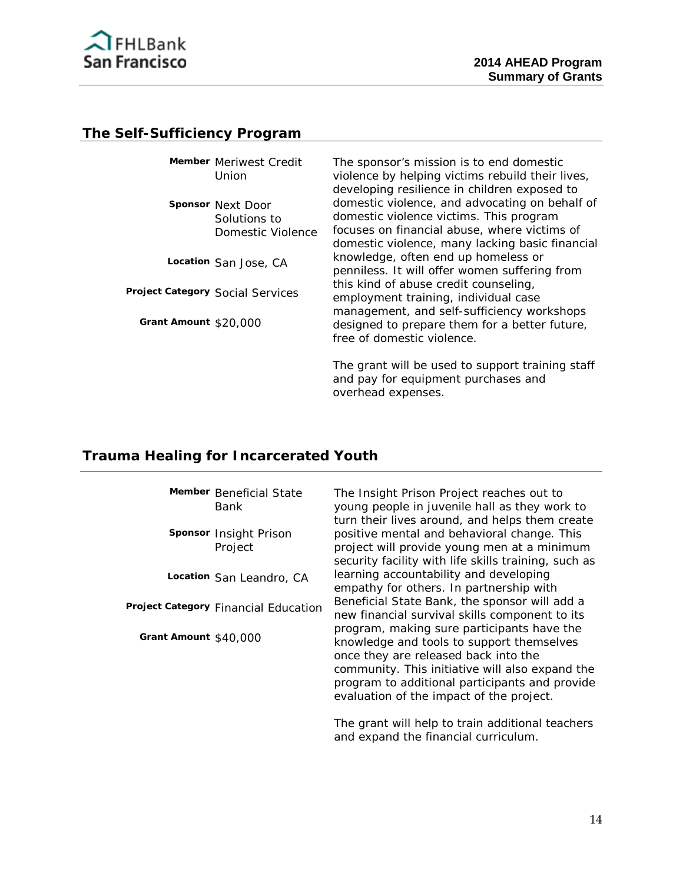## The Self-Sufficiency Program

**Member** Meriwest Credit Union

**Sponsor** Next Door Solutions to Domestic Violence

**Location** San Jose, CA

**Project Category** Social Services

**Grant Amount** $20,000

The sponsor's mission is to end domestic violence by helping victims rebuild their lives, developing resilience in children exposed to domestic violence, and advocating on behalf of domestic violence victims. This program focuses on financial abuse, where victims of domestic violence, many lacking basic financial knowledge, often end up homeless or penniless. It will offer women suffering from this kind of abuse credit counseling, employment training, individual case management, and self-sufficiency workshops designed to prepare them for a better future, free of domestic violence.

The grant will be used to support training staff and pay for equipment purchases and overhead expenses.

## Trauma Healing for Incarcerated Youth

**Member** Beneficial State Bank

**Sponsor** Insight Prison Project

**Location** San Leandro, CA

**Project Category** Financial Education

**Grant Amount** $40,000

The Insight Prison Project reaches out to young people in juvenile hall as they work to turn their lives around, and helps them create positive mental and behavioral change. This project will provide young men at a minimum security facility with life skills training, such as learning accountability and developing empathy for others. In partnership with Beneficial State Bank, the sponsor will add a new financial survival skills component to its program, making sure participants have the knowledge and tools to support themselves once they are released back into the community. This initiative will also expand the program to additional participants and provide evaluation of the impact of the project.

The grant will help to train additional teachers and expand the financial curriculum.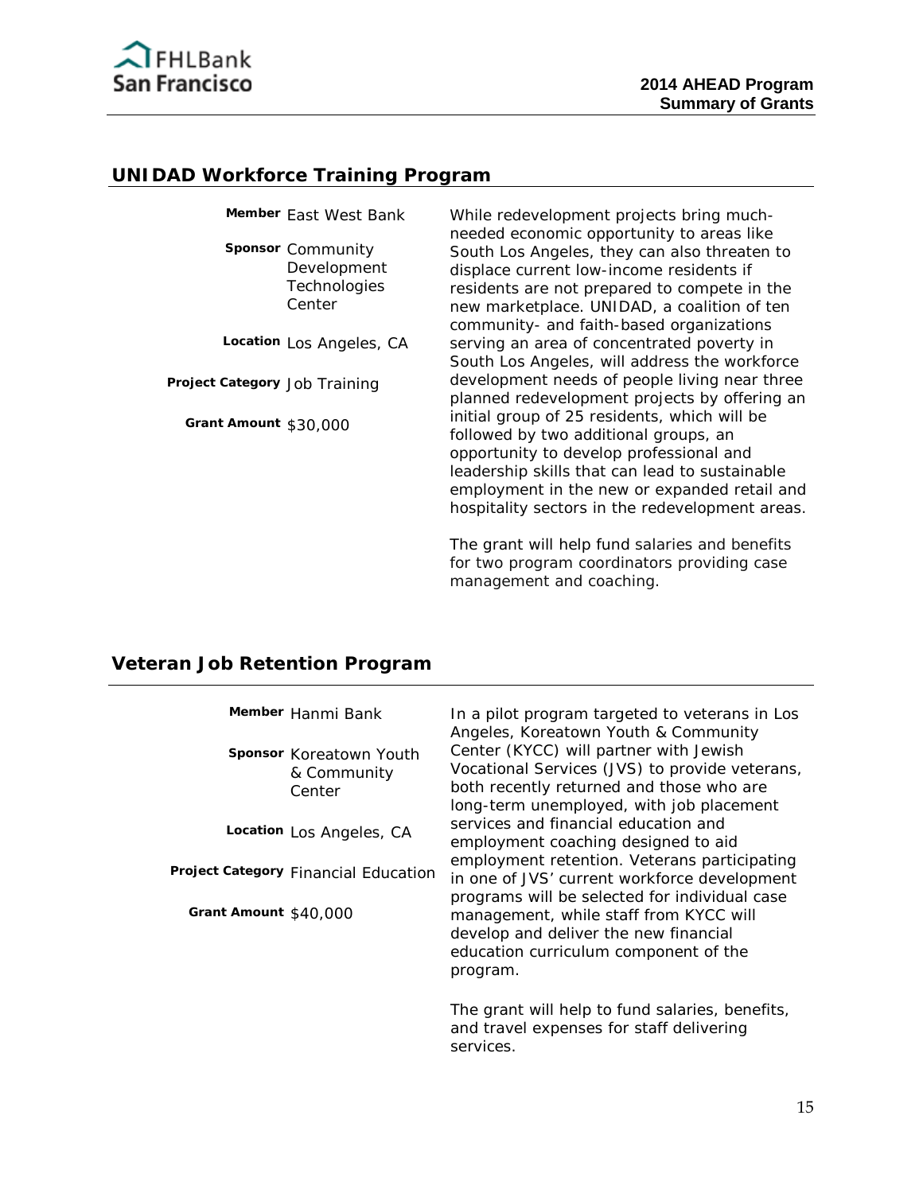## UNIDAD Workforce Training Program

**Member** East West Bank

**Sponsor** Community Development Technologies Center

**Location** Los Angeles, CA

**Project Category** Job Training

**Grant Amount** $30,000

While redevelopment projects bring much-needed economic opportunity to areas like South Los Angeles, they can also threaten to displace current low-income residents if residents are not prepared to compete in the new marketplace. UNIDAD, a coalition of ten community- and faith-based organizations serving an area of concentrated poverty in South Los Angeles, will address the workforce development needs of people living near three planned redevelopment projects by offering an initial group of 25 residents, which will be followed by two additional groups, an opportunity to develop professional and leadership skills that can lead to sustainable employment in the new or expanded retail and hospitality sectors in the redevelopment areas.

The grant will help fund salaries and benefits for two program coordinators providing case management and coaching.

## Veteran Job Retention Program

**Member** Hanmi Bank

**Sponsor** Koreatown Youth & Community Center

**Location** Los Angeles, CA

**Project Category** Financial Education

**Grant Amount** $40,000

In a pilot program targeted to veterans in Los Angeles, Koreatown Youth & Community Center (KYCC) will partner with Jewish Vocational Services (JVS) to provide veterans, both recently returned and those who are long-term unemployed, with job placement services and financial education and employment coaching designed to aid employment retention. Veterans participating in one of JVS' current workforce development programs will be selected for individual case management, while staff from KYCC will develop and deliver the new financial education curriculum component of the program.

The grant will help to fund salaries, benefits, and travel expenses for staff delivering services.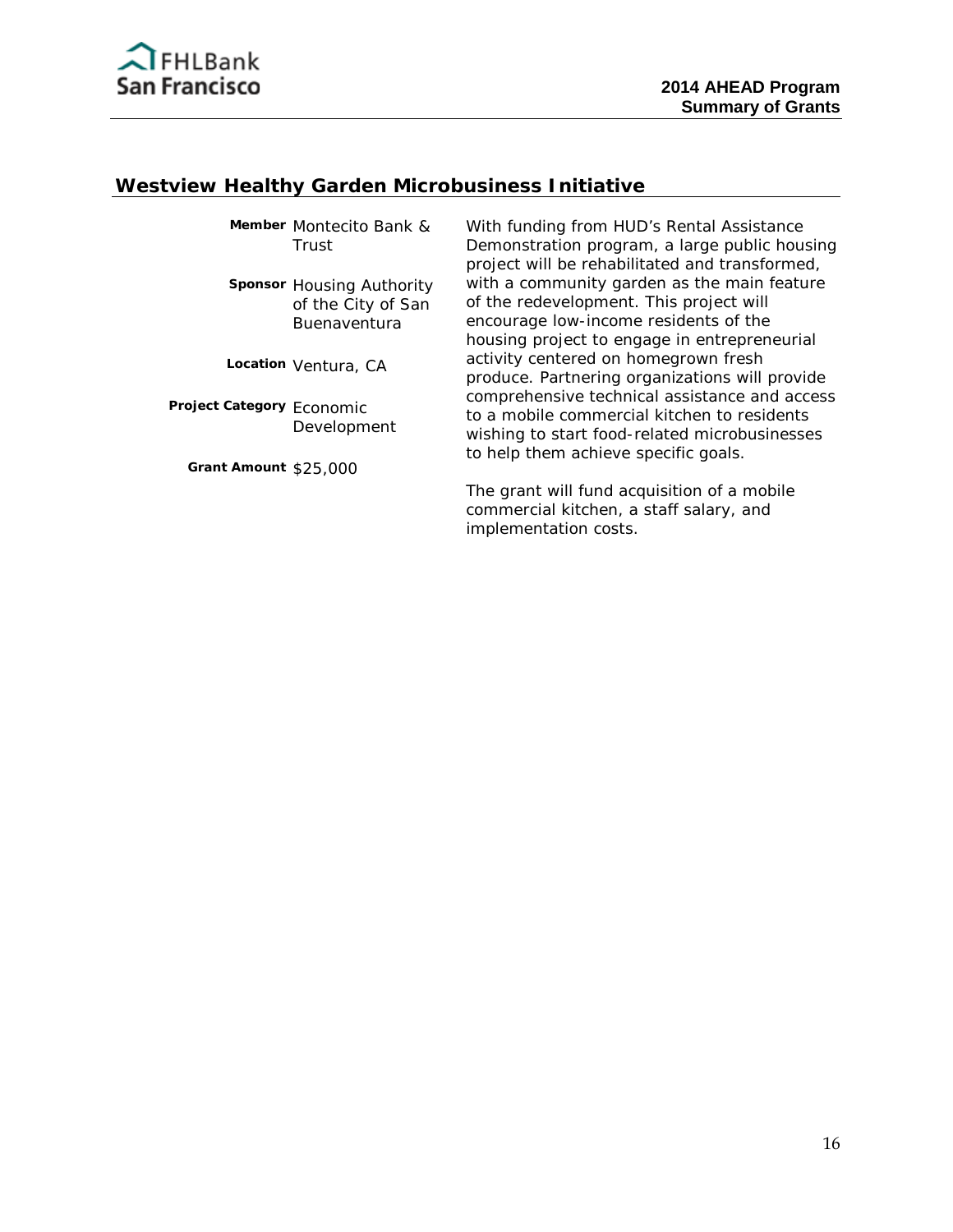## Westview Healthy Garden Microbusiness Initiative

**Member** Montecito Bank & Trust

**Sponsor** Housing Authority of the City of San Buenaventura

**Location** Ventura, CA

**Project Category** Economic Development

**Grant Amount** $25,000

With funding from HUD's Rental Assistance Demonstration program, a large public housing project will be rehabilitated and transformed, with a community garden as the main feature of the redevelopment. This project will encourage low-income residents of the housing project to engage in entrepreneurial activity centered on homegrown fresh produce. Partnering organizations will provide comprehensive technical assistance and access to a mobile commercial kitchen to residents wishing to start food-related microbusinesses to help them achieve specific goals.

The grant will fund acquisition of a mobile commercial kitchen, a staff salary, and implementation costs.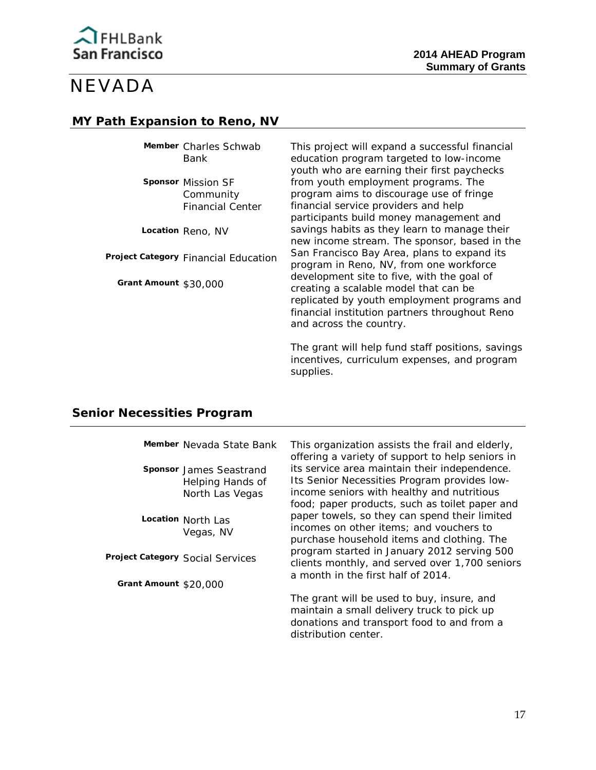# NEVADA

## MY Path Expansion to Reno, NV

**Member** Charles Schwab Bank

**Sponsor** Mission SF Community Financial Center

**Location** Reno, NV

**Project Category** Financial Education

**Grant Amount** $30,000

This project will expand a successful financial education program targeted to low-income youth who are earning their first paychecks from youth employment programs. The program aims to discourage use of fringe financial service providers and help participants build money management and savings habits as they learn to manage their new income stream. The sponsor, based in the San Francisco Bay Area, plans to expand its program in Reno, NV, from one workforce development site to five, with the goal of creating a scalable model that can be replicated by youth employment programs and financial institution partners throughout Reno and across the country.

The grant will help fund staff positions, savings incentives, curriculum expenses, and program supplies.

## Senior Necessities Program

**Member** Nevada State Bank

**Sponsor** James Seastrand Helping Hands of North Las Vegas

**Location** North Las Vegas, NV

**Project Category** Social Services

**Grant Amount** $20,000

This organization assists the frail and elderly, offering a variety of support to help seniors in its service area maintain their independence. Its Senior Necessities Program provides low-income seniors with healthy and nutritious food; paper products, such as toilet paper and paper towels, so they can spend their limited incomes on other items; and vouchers to purchase household items and clothing. The program started in January 2012 serving 500 clients monthly, and served over 1,700 seniors a month in the first half of 2014.

The grant will be used to buy, insure, and maintain a small delivery truck to pick up donations and transport food to and from a distribution center.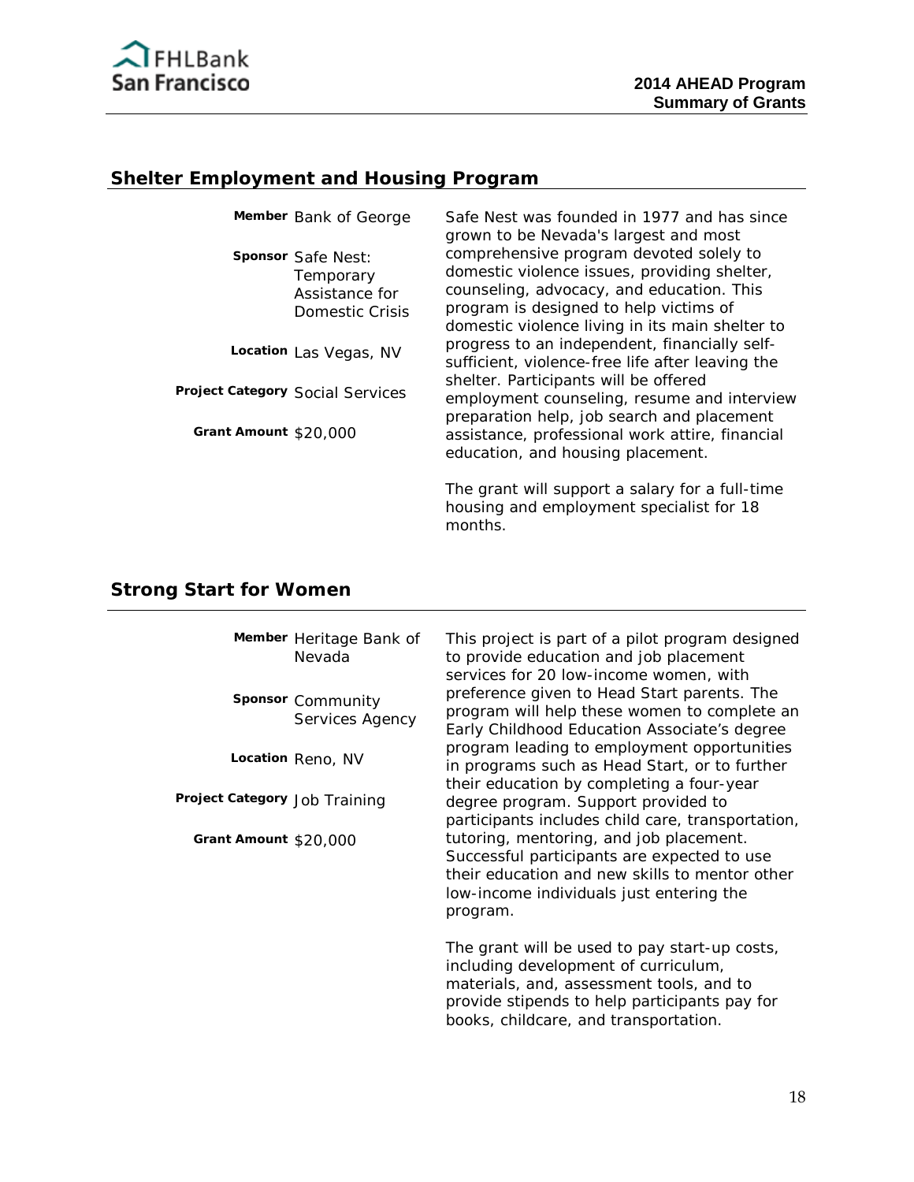## Shelter Employment and Housing Program

**Member** Bank of George

**Sponsor** Safe Nest: Temporary Assistance for Domestic Crisis

**Location** Las Vegas, NV

**Project Category** Social Services

**Grant Amount** $20,000

Safe Nest was founded in 1977 and has since grown to be Nevada's largest and most comprehensive program devoted solely to domestic violence issues, providing shelter, counseling, advocacy, and education. This program is designed to help victims of domestic violence living in its main shelter to progress to an independent, financially self-sufficient, violence-free life after leaving the shelter. Participants will be offered employment counseling, resume and interview preparation help, job search and placement assistance, professional work attire, financial education, and housing placement.

The grant will support a salary for a full-time housing and employment specialist for 18 months.

## Strong Start for Women

**Member** Heritage Bank of Nevada

**Sponsor** Community Services Agency

**Location** Reno, NV

**Project Category** Job Training

**Grant Amount** $20,000

This project is part of a pilot program designed to provide education and job placement services for 20 low-income women, with preference given to Head Start parents. The program will help these women to complete an Early Childhood Education Associate's degree program leading to employment opportunities in programs such as Head Start, or to further their education by completing a four-year degree program. Support provided to participants includes child care, transportation, tutoring, mentoring, and job placement. Successful participants are expected to use their education and new skills to mentor other low-income individuals just entering the program.

The grant will be used to pay start-up costs, including development of curriculum, materials, and, assessment tools, and to provide stipends to help participants pay for books, childcare, and transportation.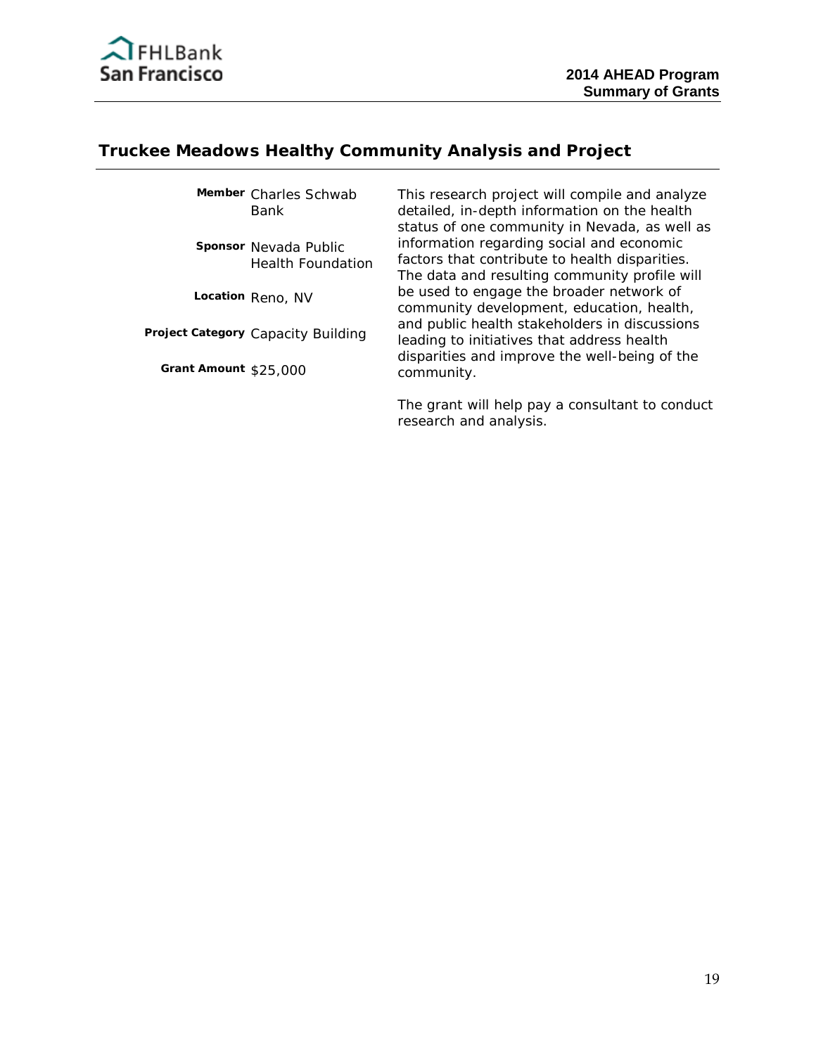## Truckee Meadows Healthy Community Analysis and Project

| | |
|---|---|
| **Member** | Charles Schwab Bank |
| **Sponsor** | Nevada Public Health Foundation |
| **Location** | Reno, NV |
| **Project Category** | Capacity Building |
| **Grant Amount** | $25,000 |

This research project will compile and analyze detailed, in-depth information on the health status of one community in Nevada, as well as information regarding social and economic factors that contribute to health disparities. The data and resulting community profile will be used to engage the broader network of community development, education, health, and public health stakeholders in discussions leading to initiatives that address health disparities and improve the well-being of the community.

The grant will help pay a consultant to conduct research and analysis.